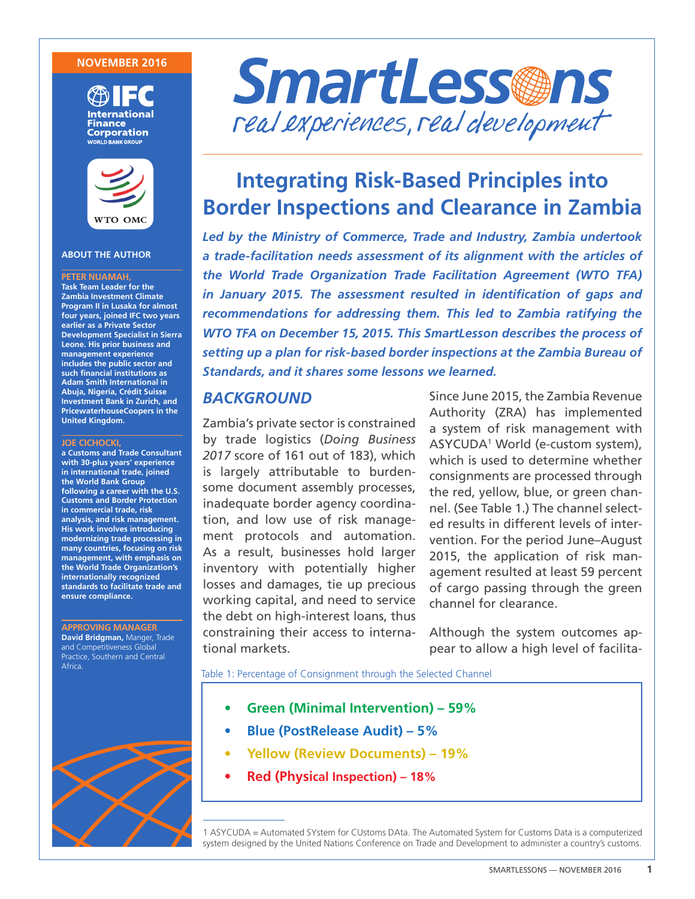NOVEMBER 2016

# SmartLessons

*real experiences, real development*

# Integrating Risk-Based Principles into Border Inspections and Clearance in Zambia

***Led by the Ministry of Commerce, Trade and Industry, Zambia undertook a trade-facilitation needs assessment of its alignment with the articles of the World Trade Organization Trade Facilitation Agreement (WTO TFA) in January 2015. The assessment resulted in identification of gaps and recommendations for addressing them. This led to Zambia ratifying the WTO TFA on December 15, 2015. This SmartLesson describes the process of setting up a plan for risk-based border inspections at the Zambia Bureau of Standards, and it shares some lessons we learned.***

### ABOUT THE AUTHOR

**PETER NUAMAH,**
**Task Team Leader for the Zambia Investment Climate Program II in Lusaka for almost four years, joined IFC two years earlier as a Private Sector Development Specialist in Sierra Leone. His prior business and management experience includes the public sector and such financial institutions as Adam Smith International in Abuja, Nigeria, Crédit Suisse Investment Bank in Zurich, and PricewaterhouseCoopers in the United Kingdom.**

**JOE CICHOCKI,**
**a Customs and Trade Consultant with 30-plus years' experience in international trade, joined the World Bank Group following a career with the U.S. Customs and Border Protection in commercial trade, risk analysis, and risk management. His work involves introducing modernizing trade processing in many countries, focusing on risk management, with emphasis on the World Trade Organization's internationally recognized standards to facilitate trade and ensure compliance.**

**APPROVING MANAGER**
**David Bridgman,** Manger, Trade and Competitiveness Global Practice, Southern and Central Africa.

## BACKGROUND

Zambia's private sector is constrained by trade logistics (*Doing Business 2017* score of 161 out of 183), which is largely attributable to burdensome document assembly processes, inadequate border agency coordination, and low use of risk management protocols and automation. As a result, businesses hold larger inventory with potentially higher losses and damages, tie up precious working capital, and need to service the debt on high-interest loans, thus constraining their access to international markets.

Since June 2015, the Zambia Revenue Authority (ZRA) has implemented a system of risk management with ASYCUDA[1] World (e-custom system), which is used to determine whether consignments are processed through the red, yellow, blue, or green channel. (See Table 1.) The channel selected results in different levels of intervention. For the period June–August 2015, the application of risk management resulted at least 59 percent of cargo passing through the green channel for clearance.

Although the system outcomes appear to allow a high level of facilita-

Table 1: Percentage of Consignment through the Selected Channel

- **Green (Minimal Intervention) – 59%**
- **Blue (PostRelease Audit) – 5%**
- **Yellow (Review Documents) – 19%**
- **Red (Physical Inspection) – 18%**

1 ASYCUDA = Automated SYstem for CUstoms DAta. The Automated System for Customs Data is a computerized system designed by the United Nations Conference on Trade and Development to administer a country's customs.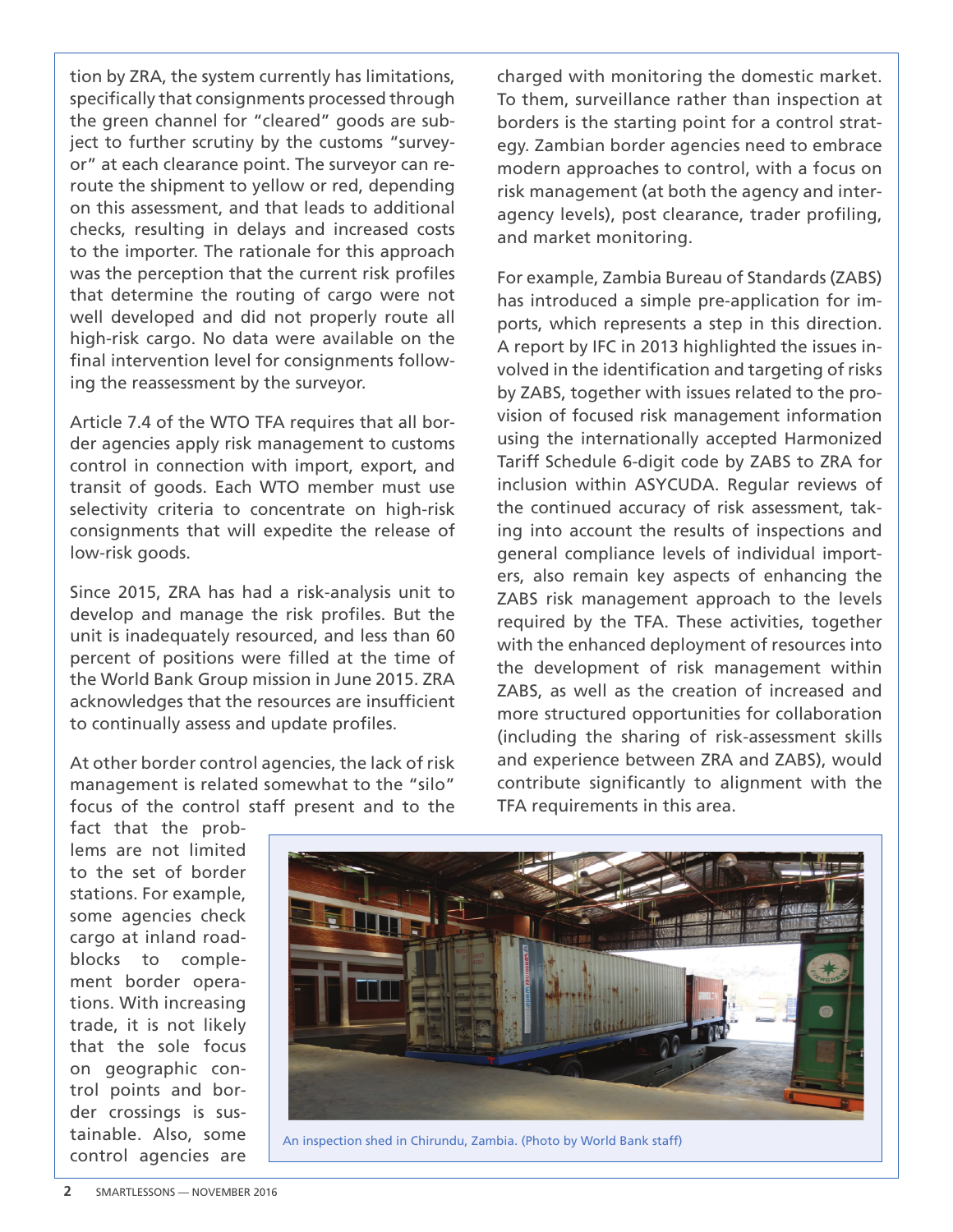tion by ZRA, the system currently has limitations, specifically that consignments processed through the green channel for "cleared" goods are subject to further scrutiny by the customs "surveyor" at each clearance point. The surveyor can reroute the shipment to yellow or red, depending on this assessment, and that leads to additional checks, resulting in delays and increased costs to the importer. The rationale for this approach was the perception that the current risk profiles that determine the routing of cargo were not well developed and did not properly route all high-risk cargo. No data were available on the final intervention level for consignments following the reassessment by the surveyor.

Article 7.4 of the WTO TFA requires that all border agencies apply risk management to customs control in connection with import, export, and transit of goods. Each WTO member must use selectivity criteria to concentrate on high-risk consignments that will expedite the release of low-risk goods.

Since 2015, ZRA has had a risk-analysis unit to develop and manage the risk profiles. But the unit is inadequately resourced, and less than 60 percent of positions were filled at the time of the World Bank Group mission in June 2015. ZRA acknowledges that the resources are insufficient to continually assess and update profiles.

At other border control agencies, the lack of risk management is related somewhat to the "silo" focus of the control staff present and to the fact that the problems are not limited to the set of border stations. For example, some agencies check cargo at inland roadblocks to complement border operations. With increasing trade, it is not likely that the sole focus on geographic control points and border crossings is sustainable. Also, some control agencies are charged with monitoring the domestic market. To them, surveillance rather than inspection at borders is the starting point for a control strategy. Zambian border agencies need to embrace modern approaches to control, with a focus on risk management (at both the agency and interagency levels), post clearance, trader profiling, and market monitoring.

For example, Zambia Bureau of Standards (ZABS) has introduced a simple pre-application for imports, which represents a step in this direction. A report by IFC in 2013 highlighted the issues involved in the identification and targeting of risks by ZABS, together with issues related to the provision of focused risk management information using the internationally accepted Harmonized Tariff Schedule 6-digit code by ZABS to ZRA for inclusion within ASYCUDA. Regular reviews of the continued accuracy of risk assessment, taking into account the results of inspections and general compliance levels of individual importers, also remain key aspects of enhancing the ZABS risk management approach to the levels required by the TFA. These activities, together with the enhanced deployment of resources into the development of risk management within ZABS, as well as the creation of increased and more structured opportunities for collaboration (including the sharing of risk-assessment skills and experience between ZRA and ZABS), would contribute significantly to alignment with the TFA requirements in this area.

An inspection shed in Chirundu, Zambia. (Photo by World Bank staff)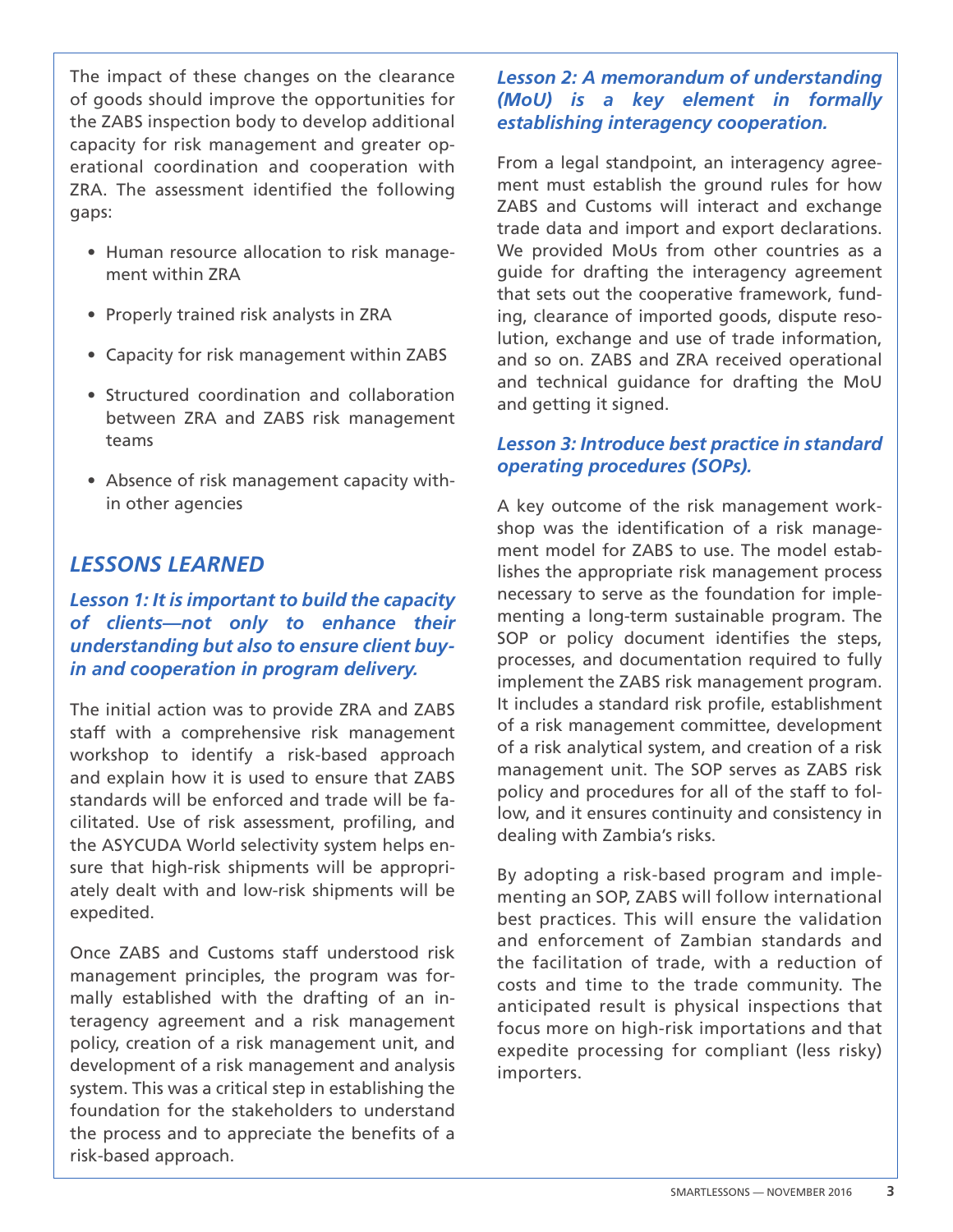The impact of these changes on the clearance of goods should improve the opportunities for the ZABS inspection body to develop additional capacity for risk management and greater operational coordination and cooperation with ZRA. The assessment identified the following gaps:

- Human resource allocation to risk management within ZRA
- Properly trained risk analysts in ZRA
- Capacity for risk management within ZABS
- Structured coordination and collaboration between ZRA and ZABS risk management teams
- Absence of risk management capacity within other agencies

## *LESSONS LEARNED*

***Lesson 1: It is important to build the capacity of clients—not only to enhance their understanding but also to ensure client buy-in and cooperation in program delivery.***

The initial action was to provide ZRA and ZABS staff with a comprehensive risk management workshop to identify a risk-based approach and explain how it is used to ensure that ZABS standards will be enforced and trade will be facilitated. Use of risk assessment, profiling, and the ASYCUDA World selectivity system helps ensure that high-risk shipments will be appropriately dealt with and low-risk shipments will be expedited.

Once ZABS and Customs staff understood risk management principles, the program was formally established with the drafting of an interagency agreement and a risk management policy, creation of a risk management unit, and development of a risk management and analysis system. This was a critical step in establishing the foundation for the stakeholders to understand the process and to appreciate the benefits of a risk-based approach.

***Lesson 2: A memorandum of understanding (MoU) is a key element in formally establishing interagency cooperation.***

From a legal standpoint, an interagency agreement must establish the ground rules for how ZABS and Customs will interact and exchange trade data and import and export declarations. We provided MoUs from other countries as a guide for drafting the interagency agreement that sets out the cooperative framework, funding, clearance of imported goods, dispute resolution, exchange and use of trade information, and so on. ZABS and ZRA received operational and technical guidance for drafting the MoU and getting it signed.

***Lesson 3: Introduce best practice in standard operating procedures (SOPs).***

A key outcome of the risk management workshop was the identification of a risk management model for ZABS to use. The model establishes the appropriate risk management process necessary to serve as the foundation for implementing a long-term sustainable program. The SOP or policy document identifies the steps, processes, and documentation required to fully implement the ZABS risk management program. It includes a standard risk profile, establishment of a risk management committee, development of a risk analytical system, and creation of a risk management unit. The SOP serves as ZABS risk policy and procedures for all of the staff to follow, and it ensures continuity and consistency in dealing with Zambia's risks.

By adopting a risk-based program and implementing an SOP, ZABS will follow international best practices. This will ensure the validation and enforcement of Zambian standards and the facilitation of trade, with a reduction of costs and time to the trade community. The anticipated result is physical inspections that focus more on high-risk importations and that expedite processing for compliant (less risky) importers.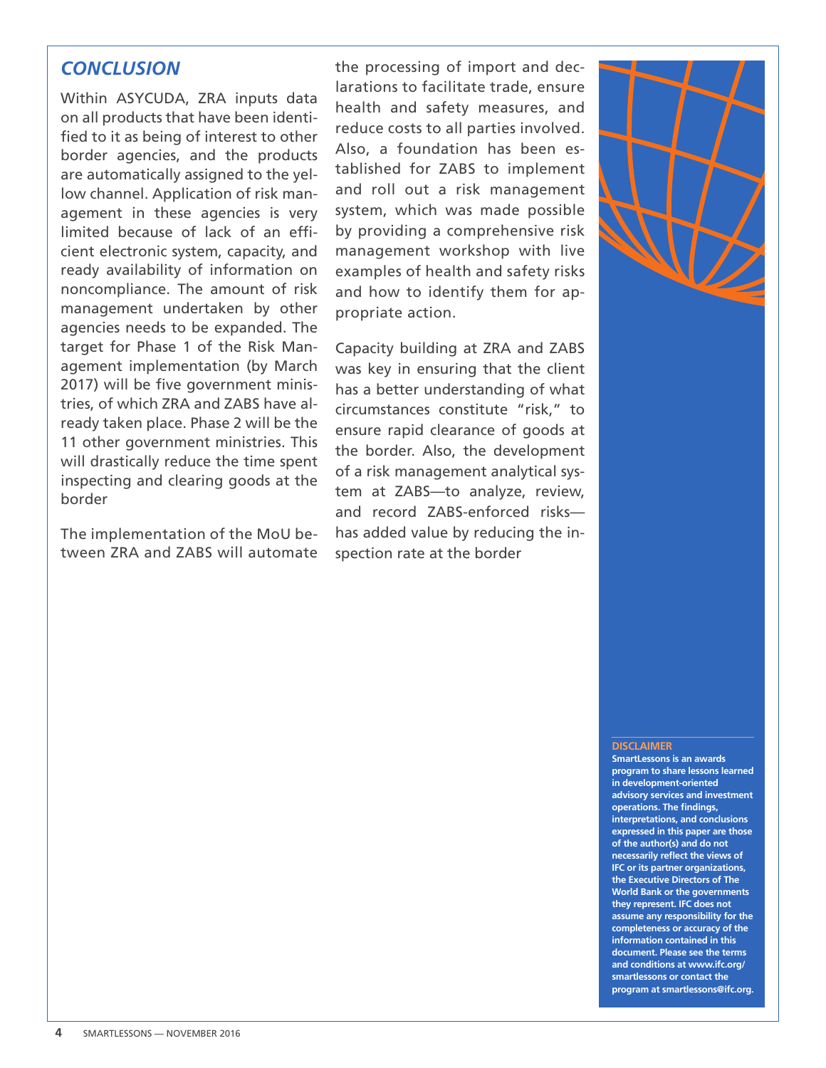## CONCLUSION

Within ASYCUDA, ZRA inputs data on all products that have been identified to it as being of interest to other border agencies, and the products are automatically assigned to the yellow channel. Application of risk management in these agencies is very limited because of lack of an efficient electronic system, capacity, and ready availability of information on noncompliance. The amount of risk management undertaken by other agencies needs to be expanded. The target for Phase 1 of the Risk Management implementation (by March 2017) will be five government ministries, of which ZRA and ZABS have already taken place. Phase 2 will be the 11 other government ministries. This will drastically reduce the time spent inspecting and clearing goods at the border

The implementation of the MoU between ZRA and ZABS will automate the processing of import and declarations to facilitate trade, ensure health and safety measures, and reduce costs to all parties involved. Also, a foundation has been established for ZABS to implement and roll out a risk management system, which was made possible by providing a comprehensive risk management workshop with live examples of health and safety risks and how to identify them for appropriate action.

Capacity building at ZRA and ZABS was key in ensuring that the client has a better understanding of what circumstances constitute "risk," to ensure rapid clearance of goods at the border. Also, the development of a risk management analytical system at ZABS—to analyze, review, and record ZABS-enforced risks—has added value by reducing the inspection rate at the border

**DISCLAIMER**

**SmartLessons is an awards program to share lessons learned in development-oriented advisory services and investment operations. The findings, interpretations, and conclusions expressed in this paper are those of the author(s) and do not necessarily reflect the views of IFC or its partner organizations, the Executive Directors of The World Bank or the governments they represent. IFC does not assume any responsibility for the completeness or accuracy of the information contained in this document. Please see the terms and conditions at www.ifc.org/smartlessons or contact the program at smartlessons@ifc.org.**